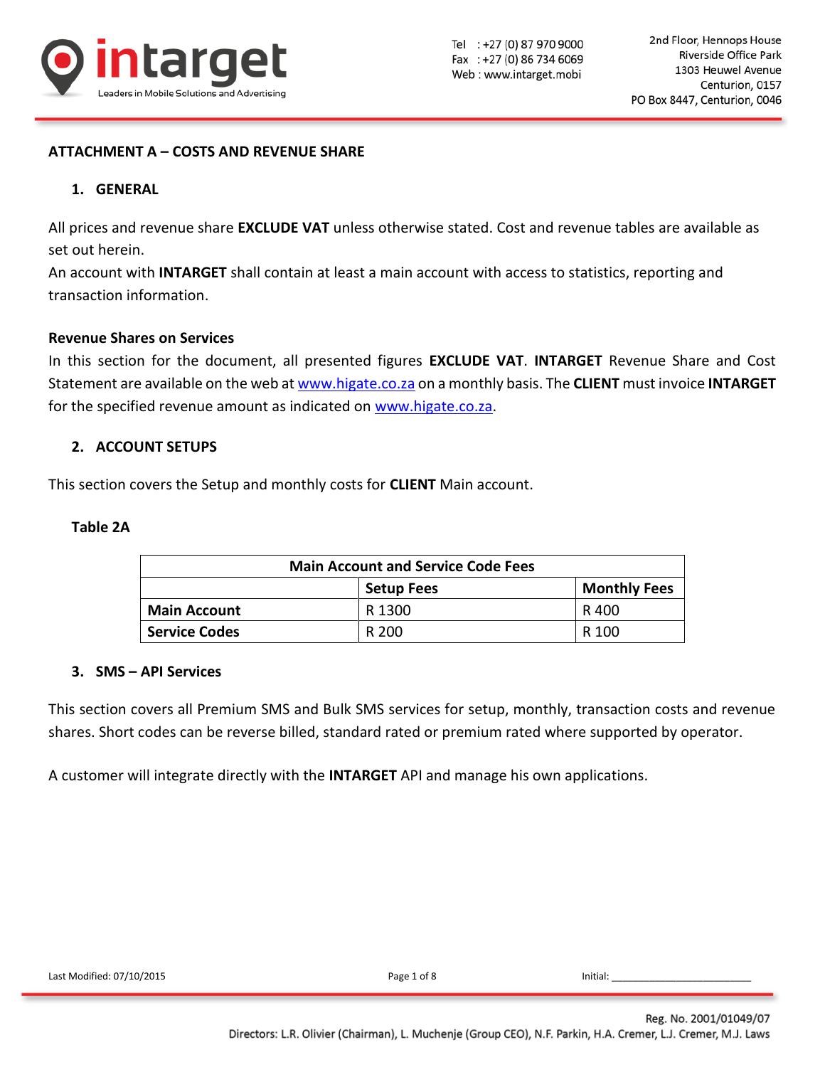## ATTACHMENT A – COSTS AND REVENUE SHARE

### 1. GENERAL

All prices and revenue share **EXCLUDE VAT** unless otherwise stated. Cost and revenue tables are available as set out herein.

An account with **INTARGET** shall contain at least a main account with access to statistics, reporting and transaction information.

**Revenue Shares on Services**

In this section for the document, all presented figures **EXCLUDE VAT**. **INTARGET** Revenue Share and Cost Statement are available on the web at www.higate.co.za on a monthly basis. The **CLIENT** must invoice **INTARGET** for the specified revenue amount as indicated on www.higate.co.za.

### 2. ACCOUNT SETUPS

This section covers the Setup and monthly costs for **CLIENT** Main account.

**Table 2A**

| Main Account and Service Code Fees | | |
|---|---|---|
| | **Setup Fees** | **Monthly Fees** |
| **Main Account** | R 1300 | R 400 |
| **Service Codes** | R 200 | R 100 |

### 3. SMS – API Services

This section covers all Premium SMS and Bulk SMS services for setup, monthly, transaction costs and revenue shares. Short codes can be reverse billed, standard rated or premium rated where supported by operator.

A customer will integrate directly with the **INTARGET** API and manage his own applications.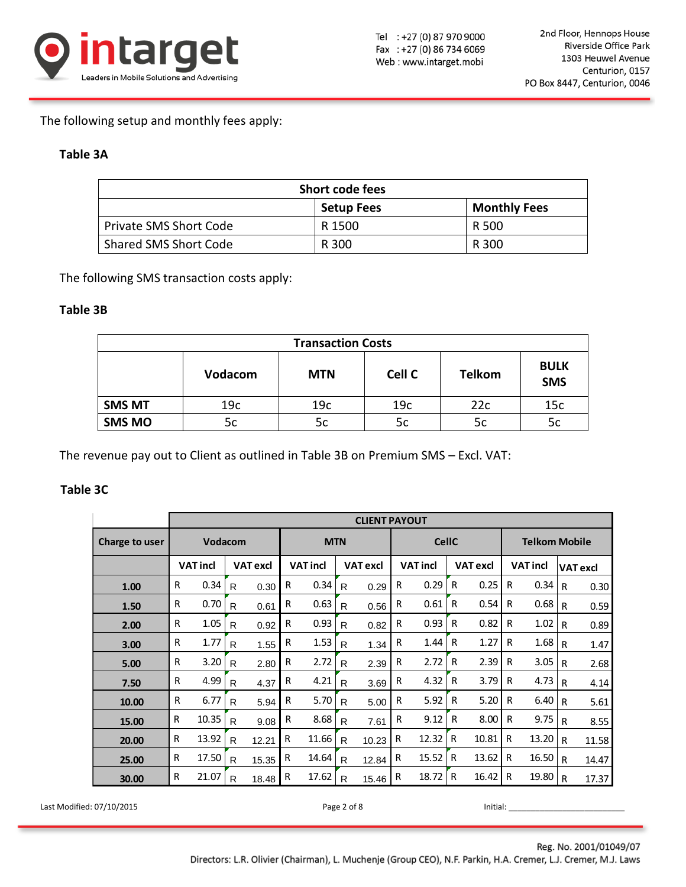The following setup and monthly fees apply:

**Table 3A**

| Short code fees | | |
|---|---|---|
| | **Setup Fees** | **Monthly Fees** |
| Private SMS Short Code | R 1500 | R 500 |
| Shared SMS Short Code | R 300 | R 300 |

The following SMS transaction costs apply:

**Table 3B**

| Transaction Costs | | | | | |
|---|---|---|---|---|---|
| | **Vodacom** | **MTN** | **Cell C** | **Telkom** | **BULK SMS** |
| **SMS MT** | 19c | 19c | 19c | 22c | 15c |
| **SMS MO** | 5c | 5c | 5c | 5c | 5c |

The revenue pay out to Client as outlined in Table 3B on Premium SMS – Excl. VAT:

**Table 3C**

| | CLIENT PAYOUT | | | | | | | |
|---|---|---|---|---|---|---|---|---|
| **Charge to user** | **Vodacom** | | **MTN** | | **CellC** | | **Telkom Mobile** | |
| | **VAT incl** | **VAT excl** | **VAT incl** | **VAT excl** | **VAT incl** | **VAT excl** | **VAT incl** | **VAT excl** |
| **1.00** | R 0.34 | R 0.30 | R 0.34 | R 0.29 | R 0.29 | R 0.25 | R 0.34 | R 0.30 |
| **1.50** | R 0.70 | R 0.61 | R 0.63 | R 0.56 | R 0.61 | R 0.54 | R 0.68 | R 0.59 |
| **2.00** | R 1.05 | R 0.92 | R 0.93 | R 0.82 | R 0.93 | R 0.82 | R 1.02 | R 0.89 |
| **3.00** | R 1.77 | R 1.55 | R 1.53 | R 1.34 | R 1.44 | R 1.27 | R 1.68 | R 1.47 |
| **5.00** | R 3.20 | R 2.80 | R 2.72 | R 2.39 | R 2.72 | R 2.39 | R 3.05 | R 2.68 |
| **7.50** | R 4.99 | R 4.37 | R 4.21 | R 3.69 | R 4.32 | R 3.79 | R 4.73 | R 4.14 |
| **10.00** | R 6.77 | R 5.94 | R 5.70 | R 5.00 | R 5.92 | R 5.20 | R 6.40 | R 5.61 |
| **15.00** | R 10.35 | R 9.08 | R 8.68 | R 7.61 | R 9.12 | R 8.00 | R 9.75 | R 8.55 |
| **20.00** | R 13.92 | R 12.21 | R 11.66 | R 10.23 | R 12.32 | R 10.81 | R 13.20 | R 11.58 |
| **25.00** | R 17.50 | R 15.35 | R 14.64 | R 12.84 | R 15.52 | R 13.62 | R 16.50 | R 14.47 |
| **30.00** | R 21.07 | R 18.48 | R 17.62 | R 15.46 | R 18.72 | R 16.42 | R 19.80 | R 17.37 |

Last Modified: 07/10/2015

Initial: ___________________________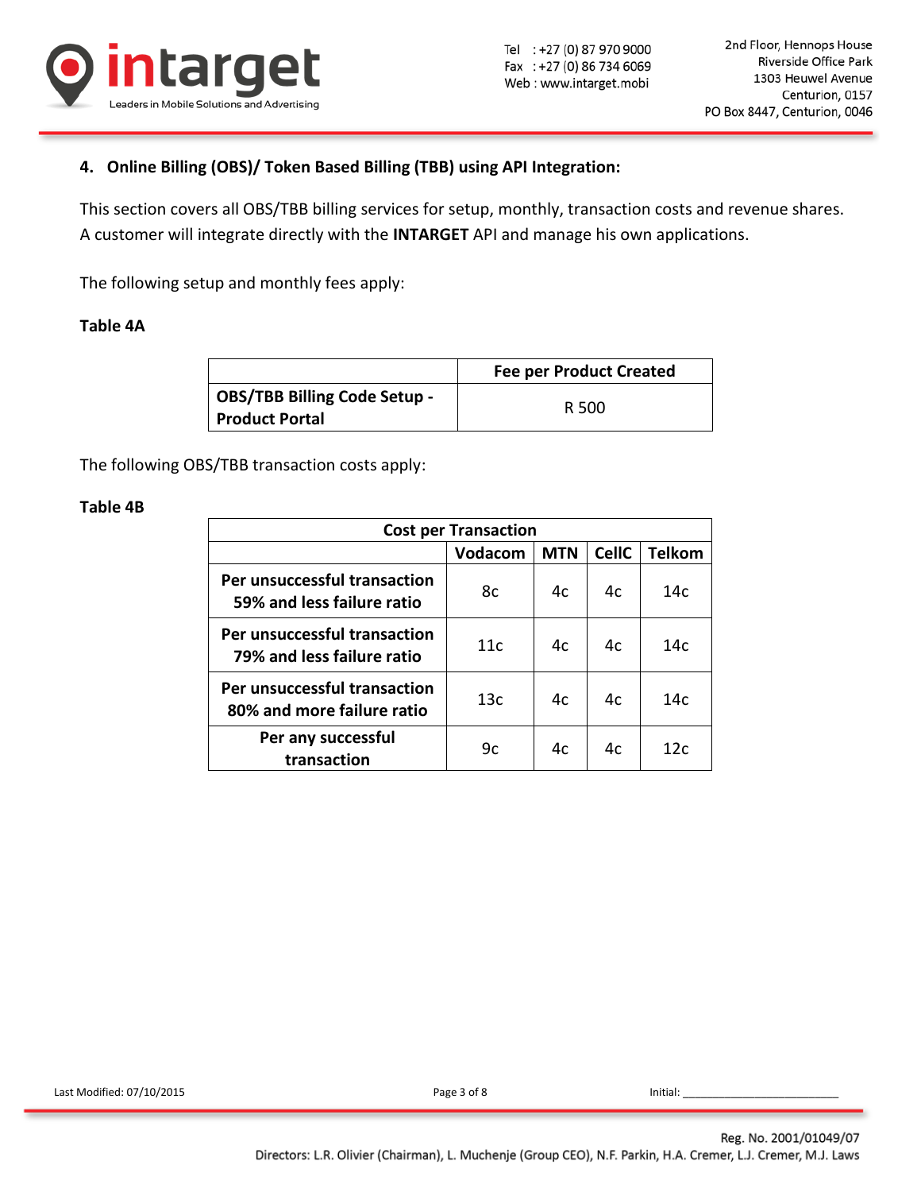## 4. Online Billing (OBS)/ Token Based Billing (TBB) using API Integration:

This section covers all OBS/TBB billing services for setup, monthly, transaction costs and revenue shares. A customer will integrate directly with the **INTARGET** API and manage his own applications.

The following setup and monthly fees apply:

**Table 4A**

| | Fee per Product Created |
|---|---|
| **OBS/TBB Billing Code Setup - Product Portal** | R 500 |

The following OBS/TBB transaction costs apply:

**Table 4B**

| Cost per Transaction | | | | |
|---|---|---|---|---|
| | **Vodacom** | **MTN** | **CellC** | **Telkom** |
| **Per unsuccessful transaction 59% and less failure ratio** | 8c | 4c | 4c | 14c |
| **Per unsuccessful transaction 79% and less failure ratio** | 11c | 4c | 4c | 14c |
| **Per unsuccessful transaction 80% and more failure ratio** | 13c | 4c | 4c | 14c |
| **Per any successful transaction** | 9c | 4c | 4c | 12c |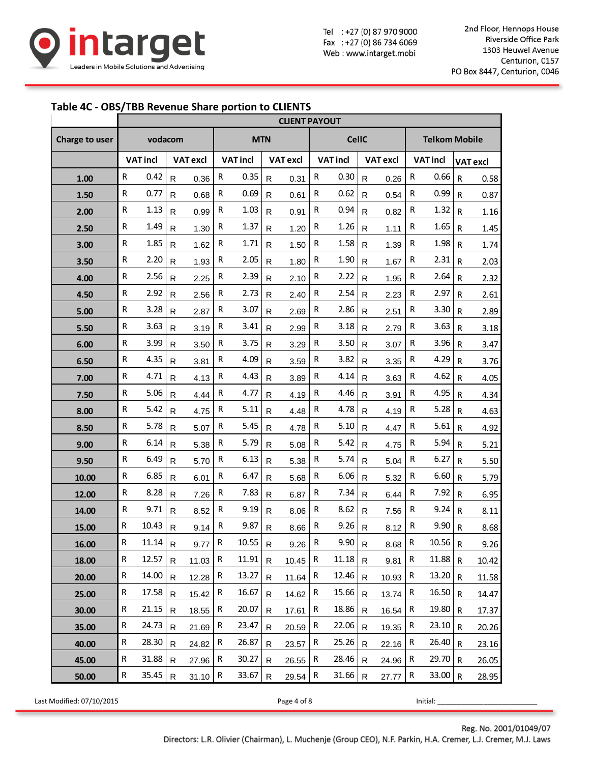## Table 4C - OBS/TBB Revenue Share portion to CLIENTS

| | CLIENT PAYOUT | | | | | | | |
|---|---|---|---|---|---|---|---|---|
| Charge to user | vodacom | | MTN | | CellC | | Telkom Mobile | |
| | VAT incl | VAT excl | VAT incl | VAT excl | VAT incl | VAT excl | VAT incl | VAT excl |
| 1.00 | R 0.42 | R 0.36 | R 0.35 | R 0.31 | R 0.30 | R 0.26 | R 0.66 | R 0.58 |
| 1.50 | R 0.77 | R 0.68 | R 0.69 | R 0.61 | R 0.62 | R 0.54 | R 0.99 | R 0.87 |
| 2.00 | R 1.13 | R 0.99 | R 1.03 | R 0.91 | R 0.94 | R 0.82 | R 1.32 | R 1.16 |
| 2.50 | R 1.49 | R 1.30 | R 1.37 | R 1.20 | R 1.26 | R 1.11 | R 1.65 | R 1.45 |
| 3.00 | R 1.85 | R 1.62 | R 1.71 | R 1.50 | R 1.58 | R 1.39 | R 1.98 | R 1.74 |
| 3.50 | R 2.20 | R 1.93 | R 2.05 | R 1.80 | R 1.90 | R 1.67 | R 2.31 | R 2.03 |
| 4.00 | R 2.56 | R 2.25 | R 2.39 | R 2.10 | R 2.22 | R 1.95 | R 2.64 | R 2.32 |
| 4.50 | R 2.92 | R 2.56 | R 2.73 | R 2.40 | R 2.54 | R 2.23 | R 2.97 | R 2.61 |
| 5.00 | R 3.28 | R 2.87 | R 3.07 | R 2.69 | R 2.86 | R 2.51 | R 3.30 | R 2.89 |
| 5.50 | R 3.63 | R 3.19 | R 3.41 | R 2.99 | R 3.18 | R 2.79 | R 3.63 | R 3.18 |
| 6.00 | R 3.99 | R 3.50 | R 3.75 | R 3.29 | R 3.50 | R 3.07 | R 3.96 | R 3.47 |
| 6.50 | R 4.35 | R 3.81 | R 4.09 | R 3.59 | R 3.82 | R 3.35 | R 4.29 | R 3.76 |
| 7.00 | R 4.71 | R 4.13 | R 4.43 | R 3.89 | R 4.14 | R 3.63 | R 4.62 | R 4.05 |
| 7.50 | R 5.06 | R 4.44 | R 4.77 | R 4.19 | R 4.46 | R 3.91 | R 4.95 | R 4.34 |
| 8.00 | R 5.42 | R 4.75 | R 5.11 | R 4.48 | R 4.78 | R 4.19 | R 5.28 | R 4.63 |
| 8.50 | R 5.78 | R 5.07 | R 5.45 | R 4.78 | R 5.10 | R 4.47 | R 5.61 | R 4.92 |
| 9.00 | R 6.14 | R 5.38 | R 5.79 | R 5.08 | R 5.42 | R 4.75 | R 5.94 | R 5.21 |
| 9.50 | R 6.49 | R 5.70 | R 6.13 | R 5.38 | R 5.74 | R 5.04 | R 6.27 | R 5.50 |
| 10.00 | R 6.85 | R 6.01 | R 6.47 | R 5.68 | R 6.06 | R 5.32 | R 6.60 | R 5.79 |
| 12.00 | R 8.28 | R 7.26 | R 7.83 | R 6.87 | R 7.34 | R 6.44 | R 7.92 | R 6.95 |
| 14.00 | R 9.71 | R 8.52 | R 9.19 | R 8.06 | R 8.62 | R 7.56 | R 9.24 | R 8.11 |
| 15.00 | R 10.43 | R 9.14 | R 9.87 | R 8.66 | R 9.26 | R 8.12 | R 9.90 | R 8.68 |
| 16.00 | R 11.14 | R 9.77 | R 10.55 | R 9.26 | R 9.90 | R 8.68 | R 10.56 | R 9.26 |
| 18.00 | R 12.57 | R 11.03 | R 11.91 | R 10.45 | R 11.18 | R 9.81 | R 11.88 | R 10.42 |
| 20.00 | R 14.00 | R 12.28 | R 13.27 | R 11.64 | R 12.46 | R 10.93 | R 13.20 | R 11.58 |
| 25.00 | R 17.58 | R 15.42 | R 16.67 | R 14.62 | R 15.66 | R 13.74 | R 16.50 | R 14.47 |
| 30.00 | R 21.15 | R 18.55 | R 20.07 | R 17.61 | R 18.86 | R 16.54 | R 19.80 | R 17.37 |
| 35.00 | R 24.73 | R 21.69 | R 23.47 | R 20.59 | R 22.06 | R 19.35 | R 23.10 | R 20.26 |
| 40.00 | R 28.30 | R 24.82 | R 26.87 | R 23.57 | R 25.26 | R 22.16 | R 26.40 | R 23.16 |
| 45.00 | R 31.88 | R 27.96 | R 30.27 | R 26.55 | R 28.46 | R 24.96 | R 29.70 | R 26.05 |
| 50.00 | R 35.45 | R 31.10 | R 33.67 | R 29.54 | R 31.66 | R 27.77 | R 33.00 | R 28.95 |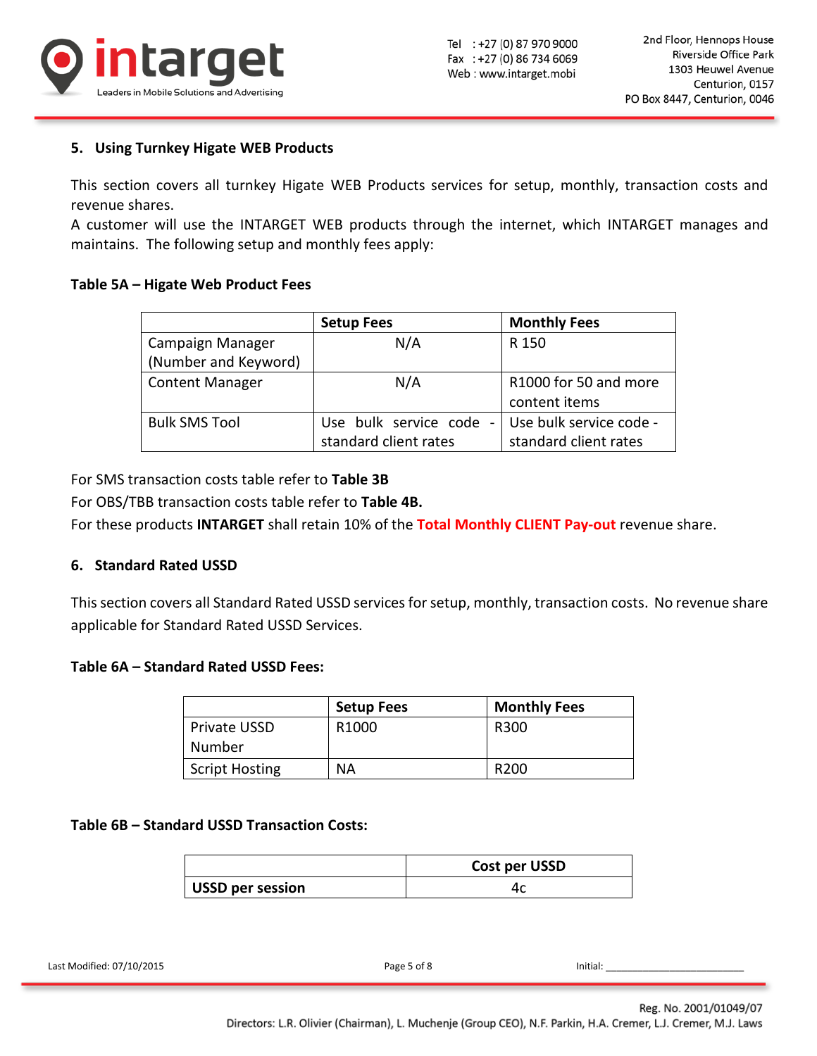## 5. Using Turnkey Higate WEB Products

This section covers all turnkey Higate WEB Products services for setup, monthly, transaction costs and revenue shares.
A customer will use the INTARGET WEB products through the internet, which INTARGET manages and maintains. The following setup and monthly fees apply:

**Table 5A – Higate Web Product Fees**

| | Setup Fees | Monthly Fees |
|---|---|---|
| Campaign Manager (Number and Keyword) | N/A | R 150 |
| Content Manager | N/A | R1000 for 50 and more content items |
| Bulk SMS Tool | Use bulk service code - standard client rates | Use bulk service code - standard client rates |

For SMS transaction costs table refer to **Table 3B**
For OBS/TBB transaction costs table refer to **Table 4B.**
For these products **INTARGET** shall retain 10% of the **Total Monthly CLIENT Pay-out** revenue share.

## 6. Standard Rated USSD

This section covers all Standard Rated USSD services for setup, monthly, transaction costs. No revenue share applicable for Standard Rated USSD Services.

**Table 6A – Standard Rated USSD Fees:**

| | Setup Fees | Monthly Fees |
|---|---|---|
| Private USSD Number | R1000 | R300 |
| Script Hosting | NA | R200 |

**Table 6B – Standard USSD Transaction Costs:**

| | Cost per USSD |
|---|---|
| **USSD per session** | 4c |

Last Modified: 07/10/2015 Initial: ________________________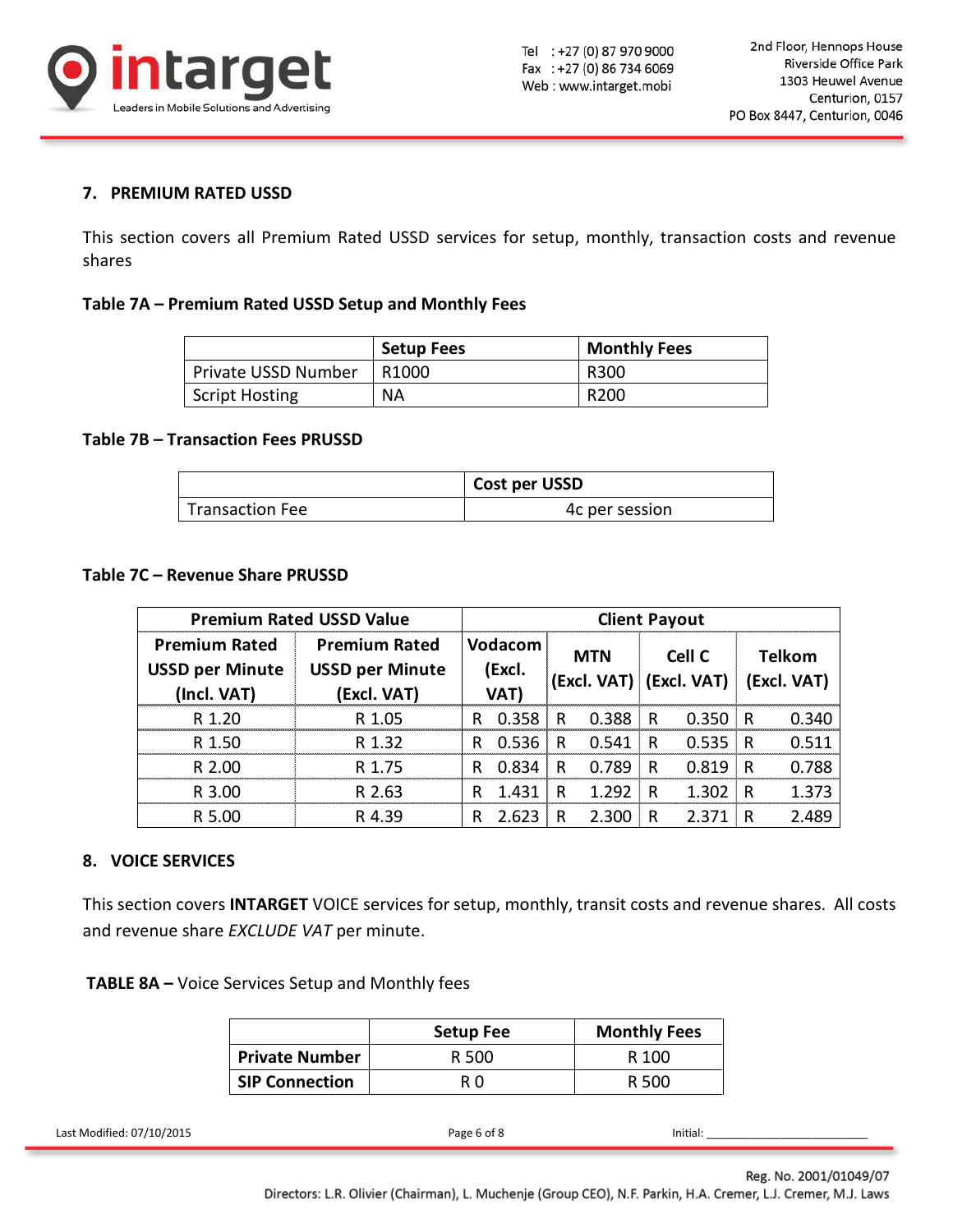## 7. PREMIUM RATED USSD

This section covers all Premium Rated USSD services for setup, monthly, transaction costs and revenue shares

**Table 7A – Premium Rated USSD Setup and Monthly Fees**

| | Setup Fees | Monthly Fees |
|---|---|---|
| Private USSD Number | R1000 | R300 |
| Script Hosting | NA | R200 |

**Table 7B – Transaction Fees PRUSSD**

| | Cost per USSD |
|---|---|
| Transaction Fee | 4c per session |

**Table 7C – Revenue Share PRUSSD**

| Premium Rated USSD Value | | Client Payout | | | |
|---|---|---|---|---|---|
| Premium Rated USSD per Minute (Incl. VAT) | Premium Rated USSD per Minute (Excl. VAT) | Vodacom (Excl. VAT) | MTN (Excl. VAT) | Cell C (Excl. VAT) | Telkom (Excl. VAT) |
| R 1.20 | R 1.05 | R 0.358 | R 0.388 | R 0.350 | R 0.340 |
| R 1.50 | R 1.32 | R 0.536 | R 0.541 | R 0.535 | R 0.511 |
| R 2.00 | R 1.75 | R 0.834 | R 0.789 | R 0.819 | R 0.788 |
| R 3.00 | R 2.63 | R 1.431 | R 1.292 | R 1.302 | R 1.373 |
| R 5.00 | R 4.39 | R 2.623 | R 2.300 | R 2.371 | R 2.489 |

## 8. VOICE SERVICES

This section covers **INTARGET** VOICE services for setup, monthly, transit costs and revenue shares. All costs and revenue share *EXCLUDE VAT* per minute.

**TABLE 8A –** Voice Services Setup and Monthly fees

| | Setup Fee | Monthly Fees |
|---|---|---|
| **Private Number** | R 500 | R 100 |
| **SIP Connection** | R 0 | R 500 |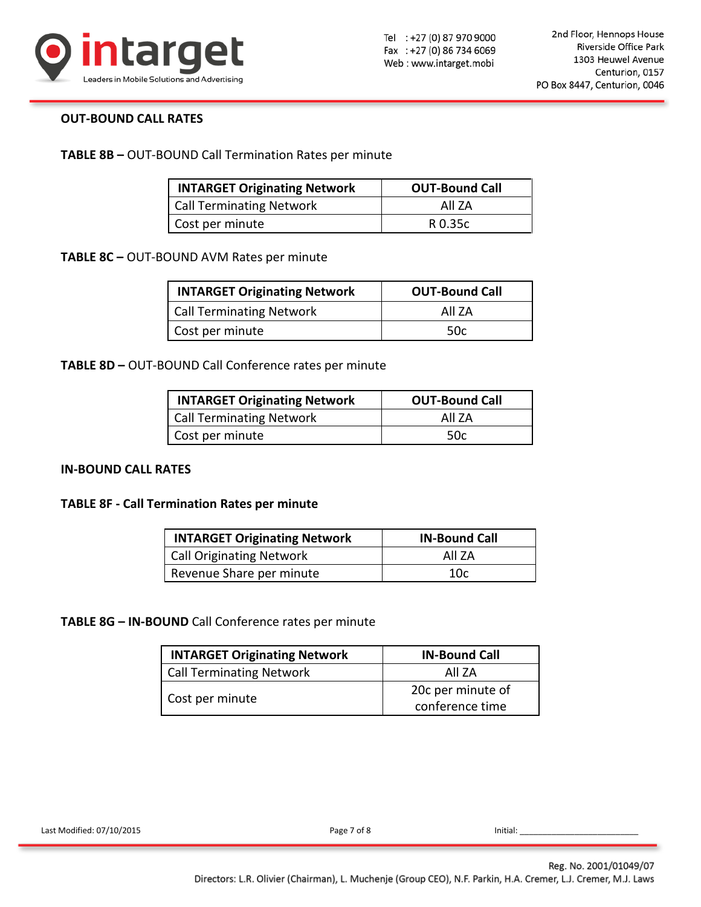## OUT-BOUND CALL RATES

**TABLE 8B –** OUT-BOUND Call Termination Rates per minute

| INTARGET Originating Network | OUT-Bound Call |
|---|---|
| Call Terminating Network | All ZA |
| Cost per minute | R 0.35c |

**TABLE 8C –** OUT-BOUND AVM Rates per minute

| INTARGET Originating Network | OUT-Bound Call |
|---|---|
| Call Terminating Network | All ZA |
| Cost per minute | 50c |

**TABLE 8D –** OUT-BOUND Call Conference rates per minute

| INTARGET Originating Network | OUT-Bound Call |
|---|---|
| Call Terminating Network | All ZA |
| Cost per minute | 50c |

## IN-BOUND CALL RATES

**TABLE 8F - Call Termination Rates per minute**

| INTARGET Originating Network | IN-Bound Call |
|---|---|
| Call Originating Network | All ZA |
| Revenue Share per minute | 10c |

**TABLE 8G – IN-BOUND** Call Conference rates per minute

| INTARGET Originating Network | IN-Bound Call |
|---|---|
| Call Terminating Network | All ZA |
| Cost per minute | 20c per minute of conference time |

Last Modified: 07/10/2015

Initial: ___________________________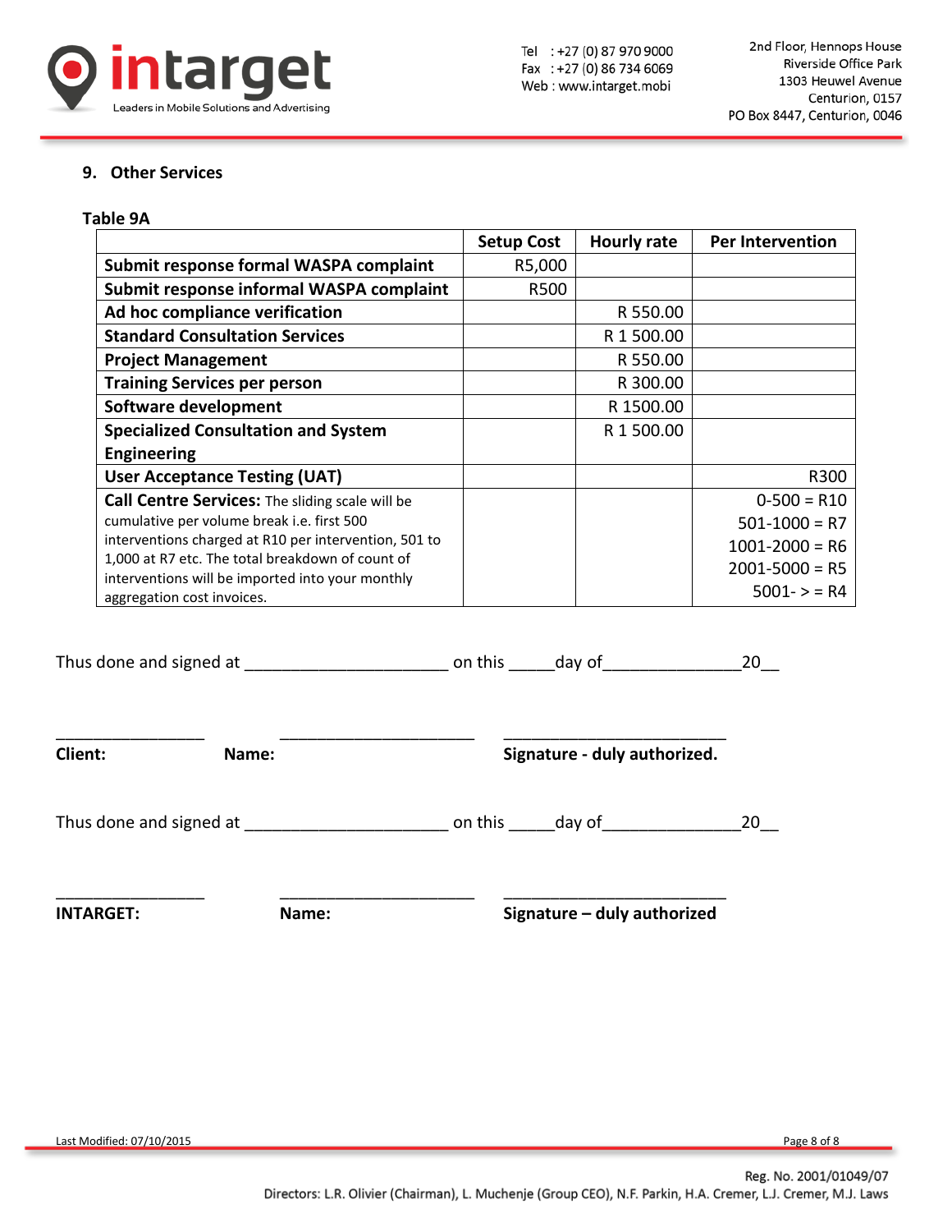## 9. Other Services

**Table 9A**

| | Setup Cost | Hourly rate | Per Intervention |
|---|---|---|---|
| **Submit response formal WASPA complaint** | R5,000 | | |
| **Submit response informal WASPA complaint** | R500 | | |
| **Ad hoc compliance verification** | | R 550.00 | |
| **Standard Consultation Services** | | R 1 500.00 | |
| **Project Management** | | R 550.00 | |
| **Training Services per person** | | R 300.00 | |
| **Software development** | | R 1500.00 | |
| **Specialized Consultation and System Engineering** | | R 1 500.00 | |
| **User Acceptance Testing (UAT)** | | | R300 |
| **Call Centre Services:** The sliding scale will be cumulative per volume break i.e. first 500 interventions charged at R10 per intervention, 501 to 1,000 at R7 etc. The total breakdown of count of interventions will be imported into your monthly aggregation cost invoices. | | | 0-500 = R10<br>501-1000 = R7<br>1001-2000 = R6<br>2001-5000 = R5<br>5001- > = R4 |

Thus done and signed at ______________________ on this _____day of_______________20__

________________ _____________________ ________________________

**Client:** **Name:** **Signature - duly authorized.**

Thus done and signed at ______________________ on this _____day of_______________20__

________________ _____________________ ________________________

**INTARGET:** **Name:** **Signature – duly authorized**